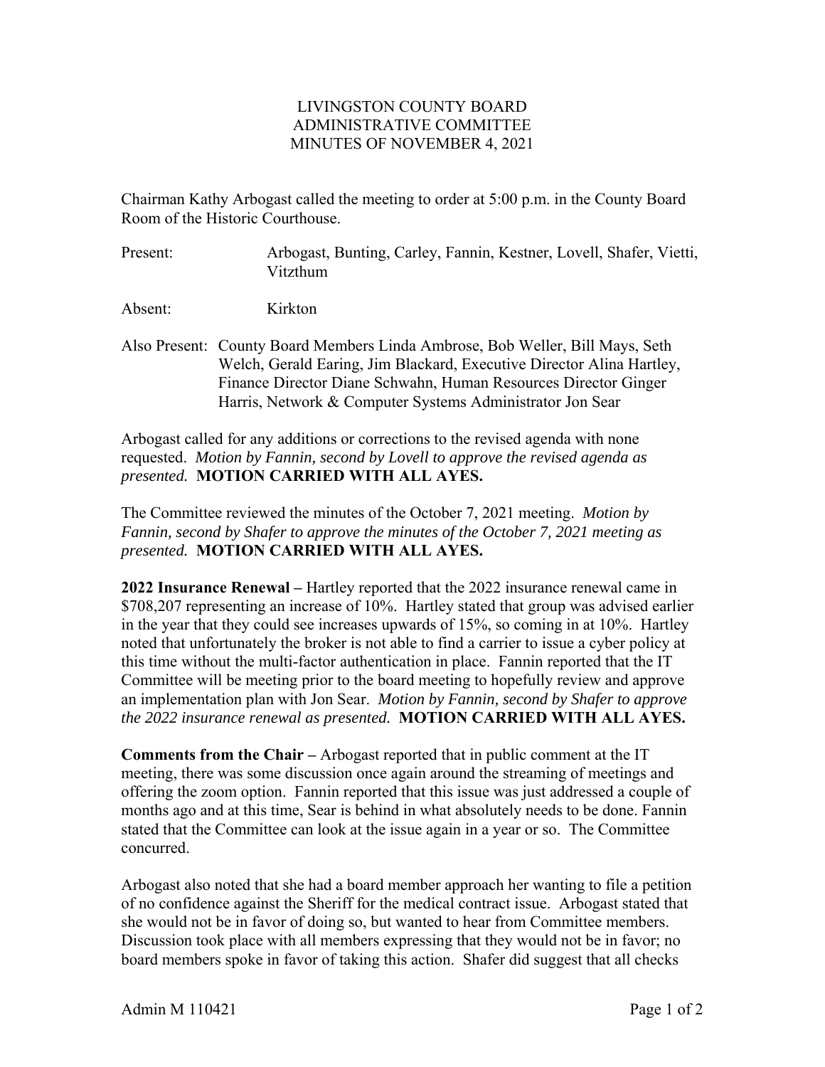LIVINGSTON COUNTY BOARD
ADMINISTRATIVE COMMITTEE
MINUTES OF NOVEMBER 4, 2021

Chairman Kathy Arbogast called the meeting to order at 5:00 p.m. in the County Board Room of the Historic Courthouse.

Present: Arbogast, Bunting, Carley, Fannin, Kestner, Lovell, Shafer, Vietti, Vitzthum

Absent: Kirkton

Also Present: County Board Members Linda Ambrose, Bob Weller, Bill Mays, Seth Welch, Gerald Earing, Jim Blackard, Executive Director Alina Hartley, Finance Director Diane Schwahn, Human Resources Director Ginger Harris, Network & Computer Systems Administrator Jon Sear

Arbogast called for any additions or corrections to the revised agenda with none requested. *Motion by Fannin, second by Lovell to approve the revised agenda as presented.* **MOTION CARRIED WITH ALL AYES.**

The Committee reviewed the minutes of the October 7, 2021 meeting. *Motion by Fannin, second by Shafer to approve the minutes of the October 7, 2021 meeting as presented.* **MOTION CARRIED WITH ALL AYES.**

**2022 Insurance Renewal –** Hartley reported that the 2022 insurance renewal came in $708,207 representing an increase of 10%. Hartley stated that group was advised earlier in the year that they could see increases upwards of 15%, so coming in at 10%. Hartley noted that unfortunately the broker is not able to find a carrier to issue a cyber policy at this time without the multi-factor authentication in place. Fannin reported that the IT Committee will be meeting prior to the board meeting to hopefully review and approve an implementation plan with Jon Sear. *Motion by Fannin, second by Shafer to approve the 2022 insurance renewal as presented.* **MOTION CARRIED WITH ALL AYES.**

**Comments from the Chair –** Arbogast reported that in public comment at the IT meeting, there was some discussion once again around the streaming of meetings and offering the zoom option. Fannin reported that this issue was just addressed a couple of months ago and at this time, Sear is behind in what absolutely needs to be done. Fannin stated that the Committee can look at the issue again in a year or so. The Committee concurred.

Arbogast also noted that she had a board member approach her wanting to file a petition of no confidence against the Sheriff for the medical contract issue. Arbogast stated that she would not be in favor of doing so, but wanted to hear from Committee members. Discussion took place with all members expressing that they would not be in favor; no board members spoke in favor of taking this action. Shafer did suggest that all checks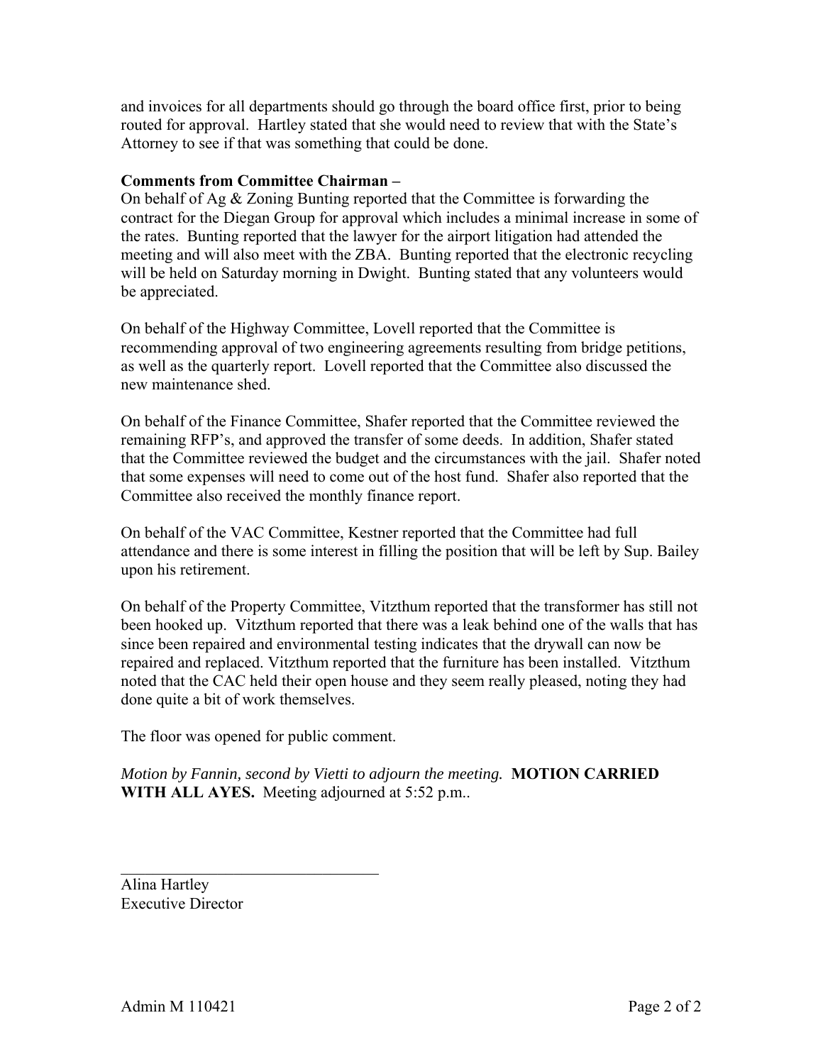and invoices for all departments should go through the board office first, prior to being routed for approval. Hartley stated that she would need to review that with the State's Attorney to see if that was something that could be done.

**Comments from Committee Chairman –**
On behalf of Ag & Zoning Bunting reported that the Committee is forwarding the contract for the Diegan Group for approval which includes a minimal increase in some of the rates. Bunting reported that the lawyer for the airport litigation had attended the meeting and will also meet with the ZBA. Bunting reported that the electronic recycling will be held on Saturday morning in Dwight. Bunting stated that any volunteers would be appreciated.

On behalf of the Highway Committee, Lovell reported that the Committee is recommending approval of two engineering agreements resulting from bridge petitions, as well as the quarterly report. Lovell reported that the Committee also discussed the new maintenance shed.

On behalf of the Finance Committee, Shafer reported that the Committee reviewed the remaining RFP's, and approved the transfer of some deeds. In addition, Shafer stated that the Committee reviewed the budget and the circumstances with the jail. Shafer noted that some expenses will need to come out of the host fund. Shafer also reported that the Committee also received the monthly finance report.

On behalf of the VAC Committee, Kestner reported that the Committee had full attendance and there is some interest in filling the position that will be left by Sup. Bailey upon his retirement.

On behalf of the Property Committee, Vitzthum reported that the transformer has still not been hooked up. Vitzthum reported that there was a leak behind one of the walls that has since been repaired and environmental testing indicates that the drywall can now be repaired and replaced. Vitzthum reported that the furniture has been installed. Vitzthum noted that the CAC held their open house and they seem really pleased, noting they had done quite a bit of work themselves.

The floor was opened for public comment.

*Motion by Fannin, second by Vietti to adjourn the meeting.* **MOTION CARRIED WITH ALL AYES.** Meeting adjourned at 5:52 p.m..

\_\_\_\_\_\_\_\_\_\_\_\_\_\_\_\_\_\_\_\_\_\_\_\_\_\_\_\_\_\_\_\_

Alina Hartley
Executive Director

Admin M 110421